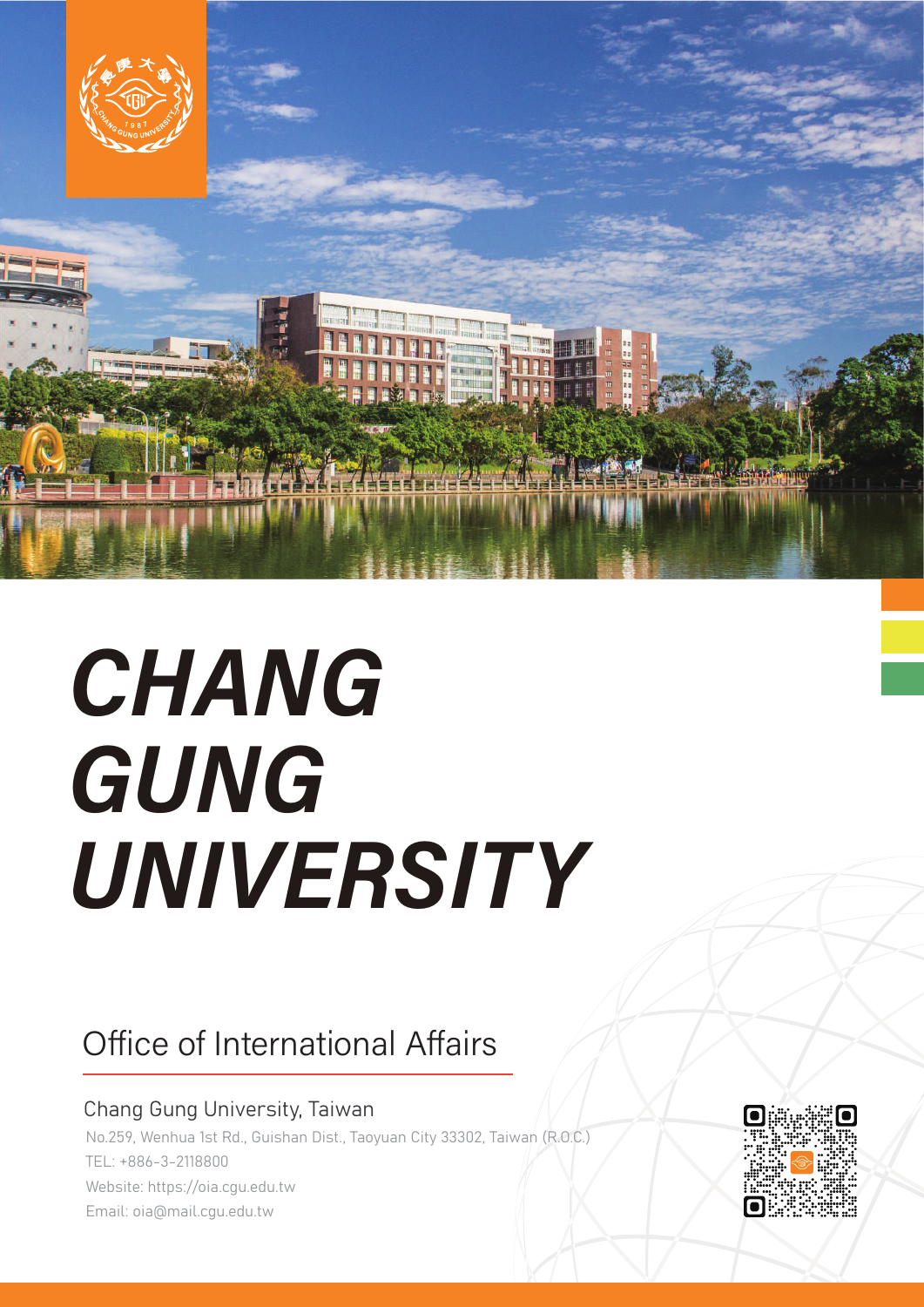# CHANG GUNG UNIVERSITY

## Office of International Affairs

Chang Gung University, Taiwan

No.259, Wenhua 1st Rd., Guishan Dist., Taoyuan City 33302, Taiwan (R.O.C.)

TEL: +886-3-2118800

Website: https://oia.cgu.edu.tw

Email: oia@mail.cgu.edu.tw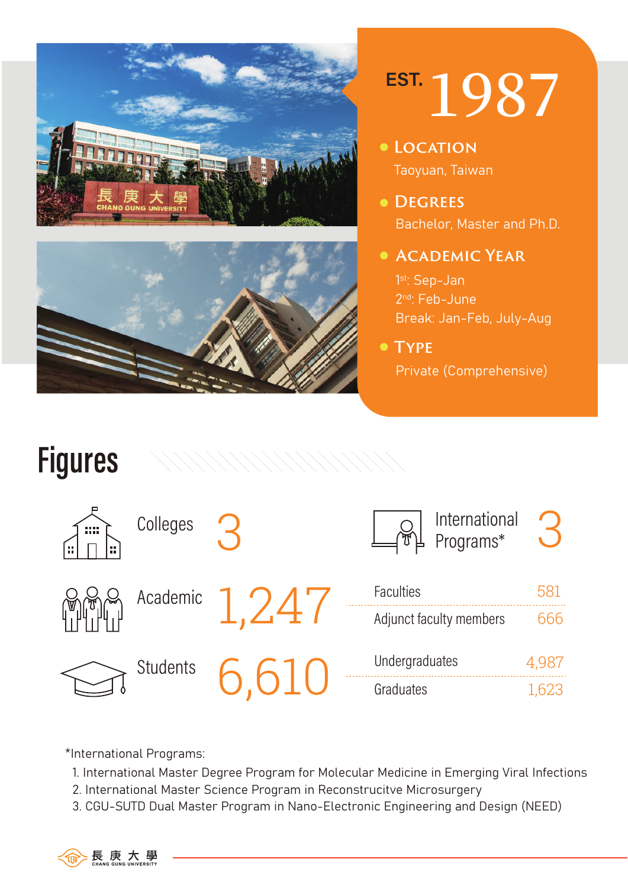EST. 1987

- **LOCATION**
  Taoyuan, Taiwan
- **DEGREES**
  Bachelor, Master and Ph.D.
- **ACADEMIC YEAR**
  1st: Sep-Jan
  2nd: Feb-June
  Break: Jan-Feb, July-Aug
- **TYPE**
  Private (Comprehensive)

# Figures

| | | | |
|---|---|---|---|
| Colleges | 3 | International Programs* | 3 |
| Academic | 1,247 | Faculties | 581 |
| | | Adjunct faculty members | 666 |
| Students | 6,610 | Undergraduates | 4,987 |
| | | Graduates | 1,623 |

*International Programs:

1. International Master Degree Program for Molecular Medicine in Emerging Viral Infections
2. International Master Science Program in Reconstrucitve Microsurgery
3. CGU-SUTD Dual Master Program in Nano-Electronic Engineering and Design (NEED)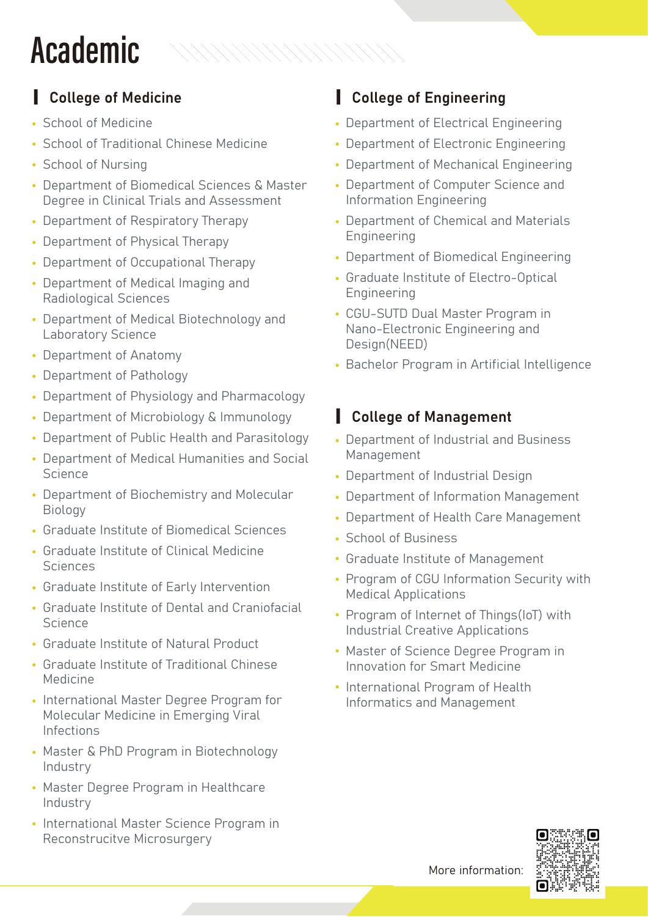# Academic

## College of Medicine

- School of Medicine
- School of Traditional Chinese Medicine
- School of Nursing
- Department of Biomedical Sciences & Master Degree in Clinical Trials and Assessment
- Department of Respiratory Therapy
- Department of Physical Therapy
- Department of Occupational Therapy
- Department of Medical Imaging and Radiological Sciences
- Department of Medical Biotechnology and Laboratory Science
- Department of Anatomy
- Department of Pathology
- Department of Physiology and Pharmacology
- Department of Microbiology & Immunology
- Department of Public Health and Parasitology
- Department of Medical Humanities and Social Science
- Department of Biochemistry and Molecular Biology
- Graduate Institute of Biomedical Sciences
- Graduate Institute of Clinical Medicine Sciences
- Graduate Institute of Early Intervention
- Graduate Institute of Dental and Craniofacial Science
- Graduate Institute of Natural Product
- Graduate Institute of Traditional Chinese Medicine
- International Master Degree Program for Molecular Medicine in Emerging Viral Infections
- Master & PhD Program in Biotechnology Industry
- Master Degree Program in Healthcare Industry
- International Master Science Program in Reconstrucitve Microsurgery

## College of Engineering

- Department of Electrical Engineering
- Department of Electronic Engineering
- Department of Mechanical Engineering
- Department of Computer Science and Information Engineering
- Department of Chemical and Materials Engineering
- Department of Biomedical Engineering
- Graduate Institute of Electro-Optical Engineering
- CGU-SUTD Dual Master Program in Nano-Electronic Engineering and Design(NEED)
- Bachelor Program in Artificial Intelligence

## College of Management

- Department of Industrial and Business Management
- Department of Industrial Design
- Department of Information Management
- Department of Health Care Management
- School of Business
- Graduate Institute of Management
- Program of CGU Information Security with Medical Applications
- Program of Internet of Things(IoT) with Industrial Creative Applications
- Master of Science Degree Program in Innovation for Smart Medicine
- International Program of Health Informatics and Management

More information: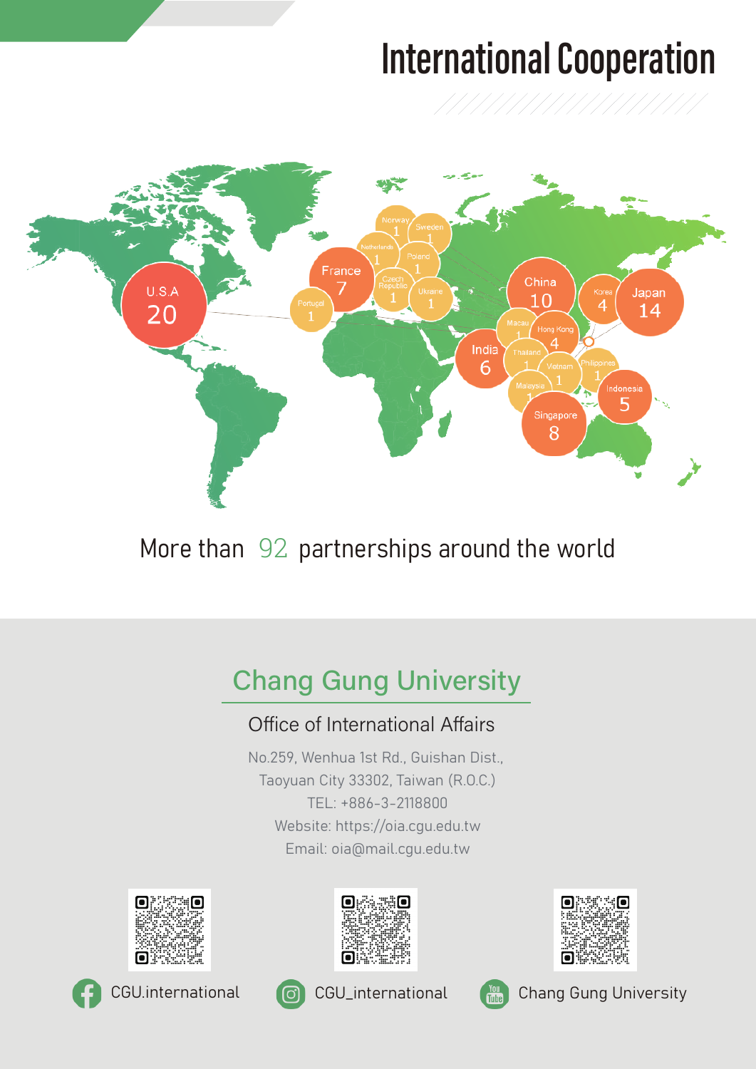# International Cooperation

U.S.A
20

Portugal
1

France
7

Netherlands
1

Norway
1

Sweden
1

Poland
1

Czech Republic
1

Ukraine
1

China
10

Korea
4

Japan
14

Macau
1

Hong Kong
4

India
6

Thailand
1

Vietnam
1

Philippines
1

Malaysia
1

Indonesia
5

Singapore
8

More than 92 partnerships around the world

## Chang Gung University

### Office of International Affairs

No.259, Wenhua 1st Rd., Guishan Dist.,
Taoyuan City 33302, Taiwan (R.O.C.)
TEL: +886-3-2118800
Website: https://oia.cgu.edu.tw
Email: oia@mail.cgu.edu.tw

CGU.international

CGU_international

Chang Gung University